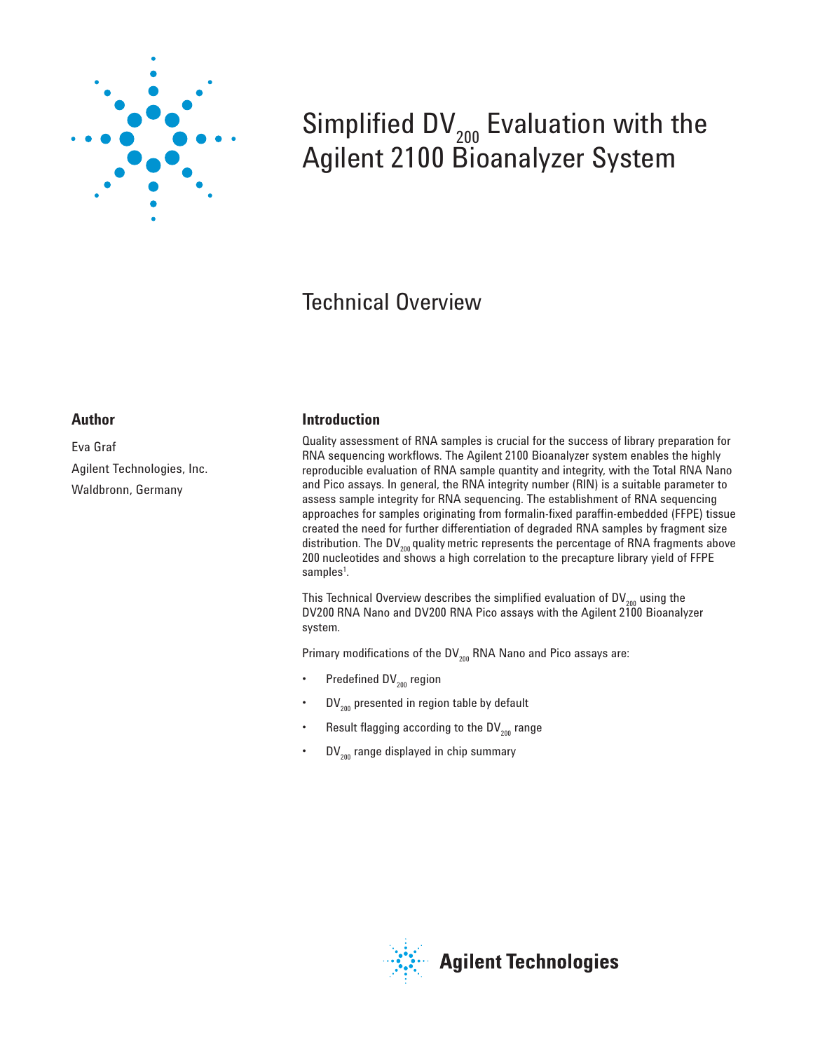# Simplified $DV_{200}$ Evaluation with the Agilent 2100 Bioanalyzer System

## Technical Overview

### Author

Eva Graf

Agilent Technologies, Inc.

Waldbronn, Germany

### Introduction

Quality assessment of RNA samples is crucial for the success of library preparation for RNA sequencing workflows. The Agilent 2100 Bioanalyzer system enables the highly reproducible evaluation of RNA sample quantity and integrity, with the Total RNA Nano and Pico assays. In general, the RNA integrity number (RIN) is a suitable parameter to assess sample integrity for RNA sequencing. The establishment of RNA sequencing approaches for samples originating from formalin-fixed paraffin-embedded (FFPE) tissue created the need for further differentiation of degraded RNA samples by fragment size distribution. The $DV_{200}$ quality metric represents the percentage of RNA fragments above 200 nucleotides and shows a high correlation to the precapture library yield of FFPE samples[1].

This Technical Overview describes the simplified evaluation of $DV_{200}$ using the DV200 RNA Nano and DV200 RNA Pico assays with the Agilent 2100 Bioanalyzer system.

Primary modifications of the $DV_{200}$ RNA Nano and Pico assays are:

- Predefined $DV_{200}$ region
- $DV_{200}$ presented in region table by default
- Result flagging according to the $DV_{200}$ range
- $DV_{200}$ range displayed in chip summary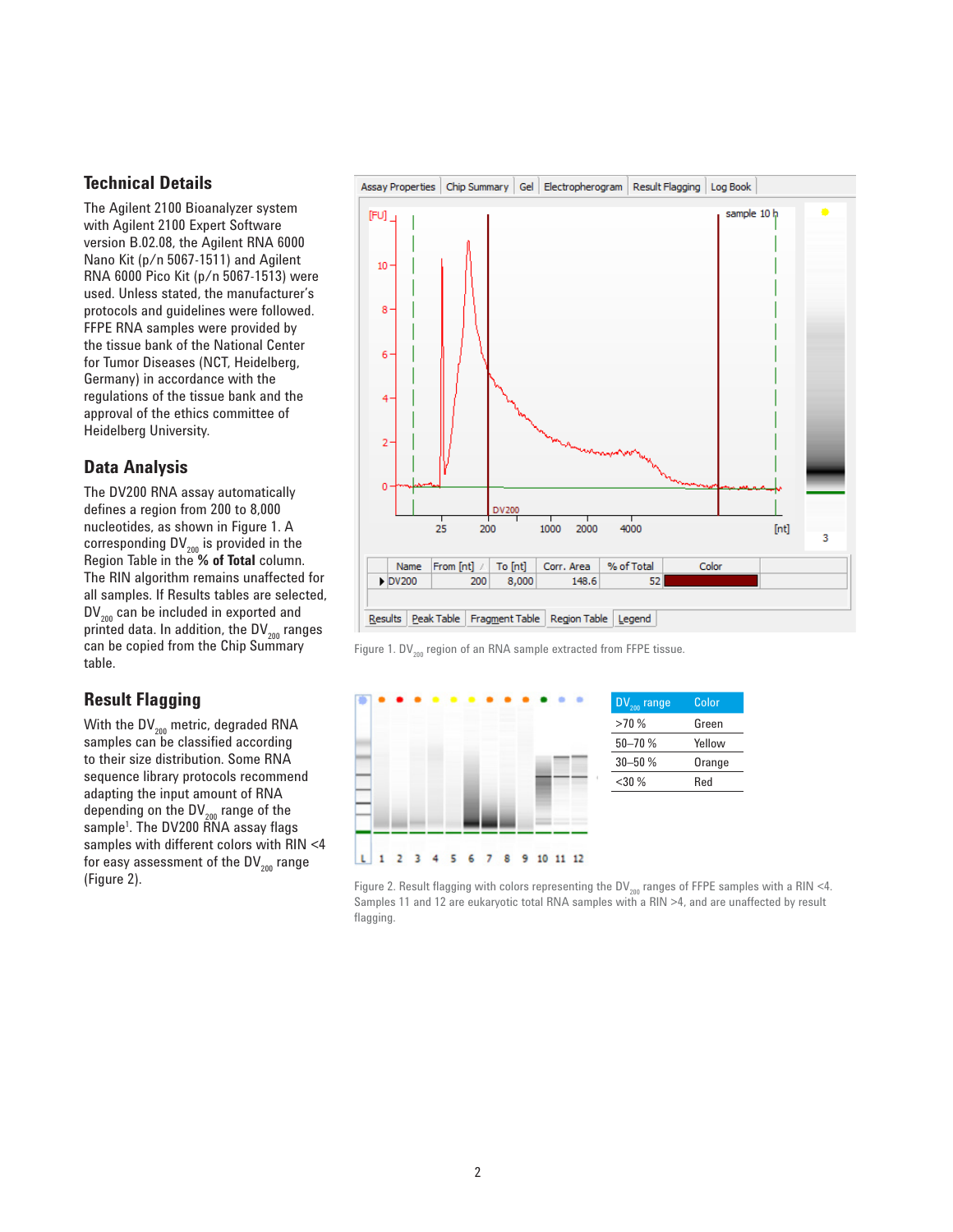## Technical Details

The Agilent 2100 Bioanalyzer system with Agilent 2100 Expert Software version B.02.08, the Agilent RNA 6000 Nano Kit (p/n 5067-1511) and Agilent RNA 6000 Pico Kit (p/n 5067-1513) were used. Unless stated, the manufacturer's protocols and guidelines were followed. FFPE RNA samples were provided by the tissue bank of the National Center for Tumor Diseases (NCT, Heidelberg, Germany) in accordance with the regulations of the tissue bank and the approval of the ethics committee of Heidelberg University.

## Data Analysis

The DV200 RNA assay automatically defines a region from 200 to 8,000 nucleotides, as shown in Figure 1. A corresponding $DV_{200}$ is provided in the Region Table in the **% of Total** column. The RIN algorithm remains unaffected for all samples. If Results tables are selected, $DV_{200}$ can be included in exported and printed data. In addition, the $DV_{200}$ ranges can be copied from the Chip Summary table.

## Result Flagging

With the $DV_{200}$ metric, degraded RNA samples can be classified according to their size distribution. Some RNA sequence library protocols recommend adapting the input amount of RNA depending on the $DV_{200}$ range of the sample[1]. The DV200 RNA assay flags samples with different colors with RIN <4 for easy assessment of the $DV_{200}$ range (Figure 2).

| Name | From [nt] | To [nt] | Corr. Area | % of Total | Color |
|---|---|---|---|---|---|
| DV200 | 200 | 8,000 | 148.6 | 52 | |

Figure 1. $DV_{200}$ region of an RNA sample extracted from FFPE tissue.

| $DV_{200}$ range | Color |
|---|---|
| >70 % | Green |
| 50–70 % | Yellow |
| 30–50 % | Orange |
| <30 % | Red |

Figure 2. Result flagging with colors representing the $DV_{200}$ ranges of FFPE samples with a RIN <4. Samples 11 and 12 are eukaryotic total RNA samples with a RIN >4, and are unaffected by result flagging.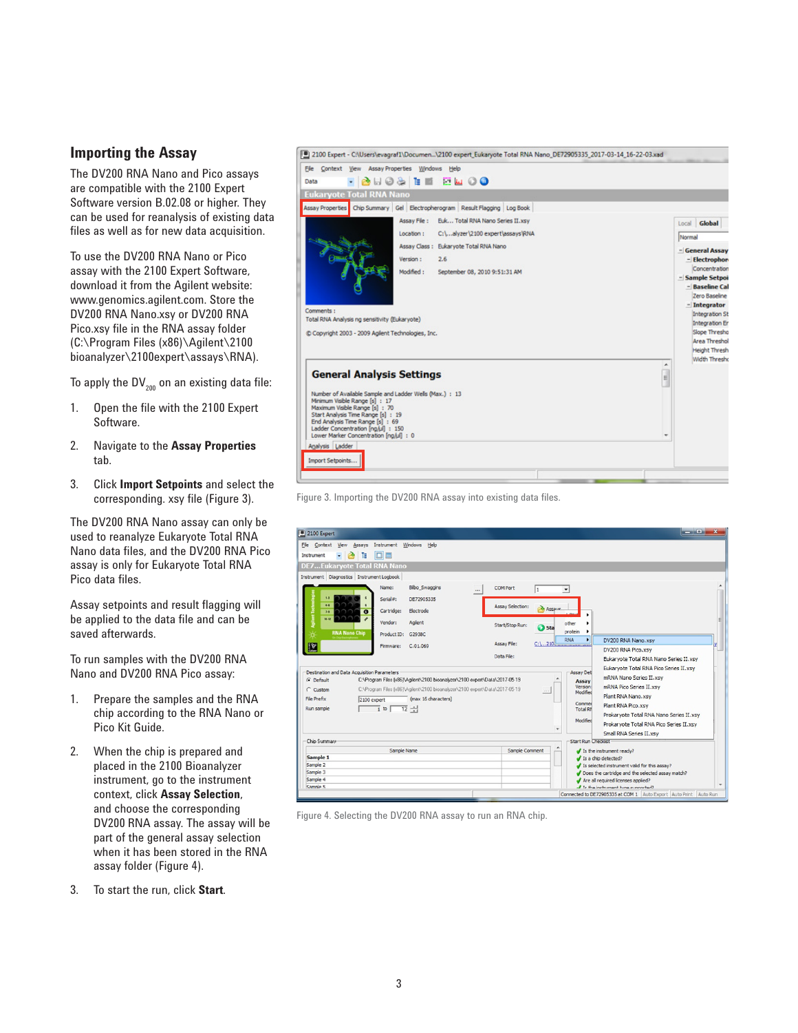## Importing the Assay

The DV200 RNA Nano and Pico assays are compatible with the 2100 Expert Software version B.02.08 or higher. They can be used for reanalysis of existing data files as well as for new data acquisition.

To use the DV200 RNA Nano or Pico assay with the 2100 Expert Software, download it from the Agilent website: www.genomics.agilent.com. Store the DV200 RNA Nano.xsy or DV200 RNA Pico.xsy file in the RNA assay folder (C:\Program Files (x86)\Agilent\2100 bioanalyzer\2100expert\assays\RNA).

To apply the $DV_{200}$ on an existing data file:

1. Open the file with the 2100 Expert Software.
2. Navigate to the **Assay Properties** tab.
3. Click **Import Setpoints** and select the corresponding. xsy file (Figure 3).

The DV200 RNA Nano assay can only be used to reanalyze Eukaryote Total RNA Nano data files, and the DV200 RNA Pico assay is only for Eukaryote Total RNA Pico data files.

Assay setpoints and result flagging will be applied to the data file and can be saved afterwards.

To run samples with the DV200 RNA Nano and DV200 RNA Pico assay:

1. Prepare the samples and the RNA chip according to the RNA Nano or Pico Kit Guide.
2. When the chip is prepared and placed in the 2100 Bioanalyzer instrument, go to the instrument context, click **Assay Selection**, and choose the corresponding DV200 RNA assay. The assay will be part of the general assay selection when it has been stored in the RNA assay folder (Figure 4).
3. To start the run, click **Start**.

Figure 3. Importing the DV200 RNA assay into existing data files.

Figure 4. Selecting the DV200 RNA assay to run an RNA chip.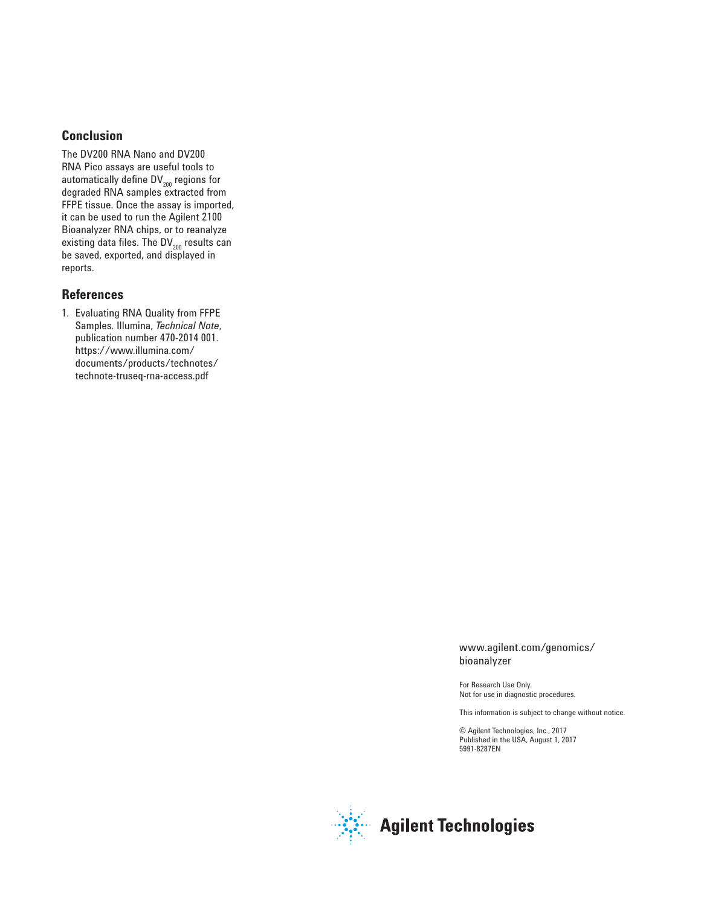## Conclusion

The DV200 RNA Nano and DV200 RNA Pico assays are useful tools to automatically define $DV_{200}$ regions for degraded RNA samples extracted from FFPE tissue. Once the assay is imported, it can be used to run the Agilent 2100 Bioanalyzer RNA chips, or to reanalyze existing data files. The $DV_{200}$ results can be saved, exported, and displayed in reports.

## References

1. Evaluating RNA Quality from FFPE Samples. Illumina, *Technical Note*, publication number 470-2014 001. https://www.illumina.com/documents/products/technotes/technote-truseq-rna-access.pdf

www.agilent.com/genomics/bioanalyzer

For Research Use Only.
Not for use in diagnostic procedures.

This information is subject to change without notice.

© Agilent Technologies, Inc., 2017
Published in the USA, August 1, 2017
5991-8287EN

Agilent Technologies